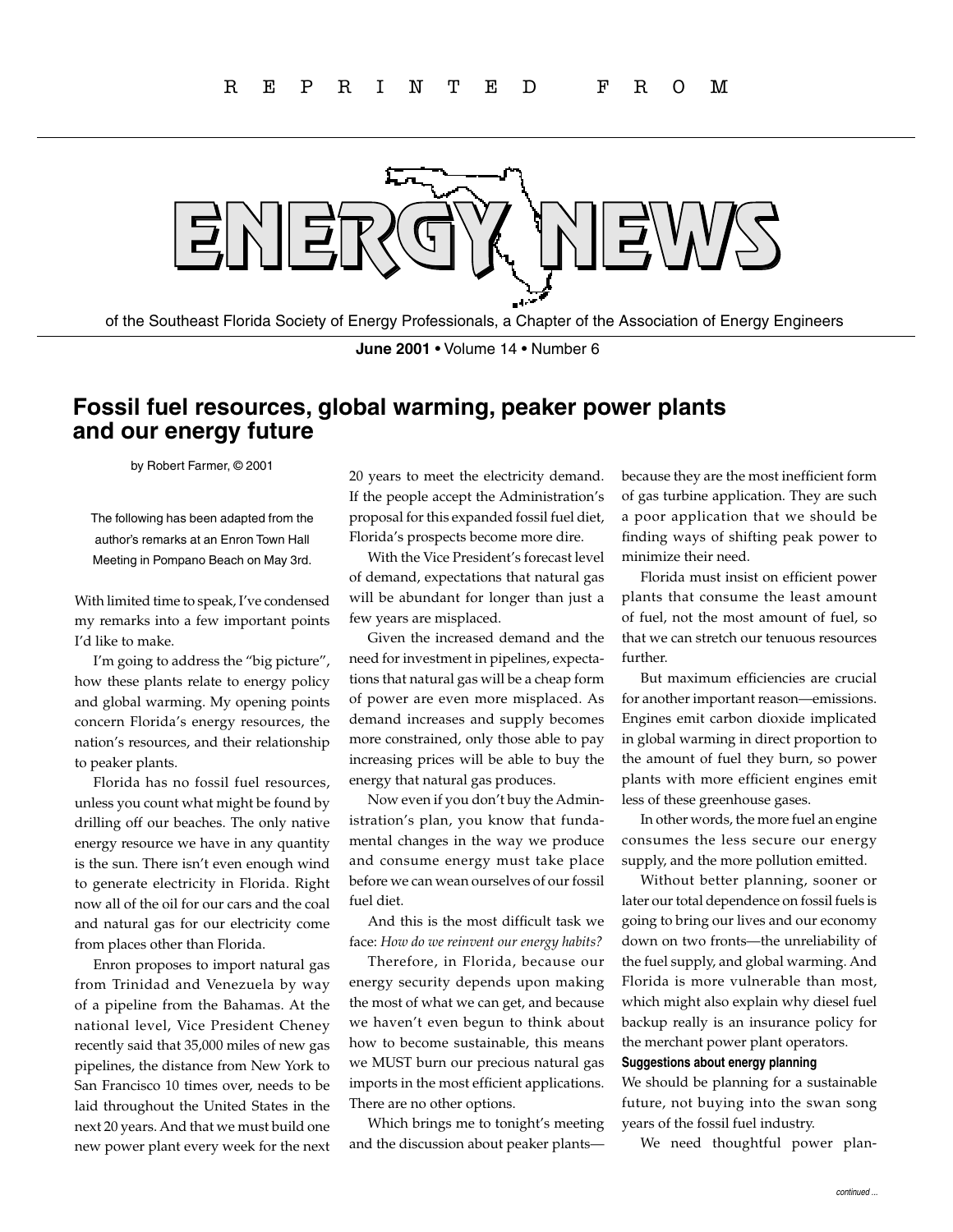R E P R I N T E D F R O M

# ENERGY NEWS

of the Southeast Florida Society of Energy Professionals, a Chapter of the Association of Energy Engineers

**June 2001** • Volume 14 • Number 6

## Fossil fuel resources, global warming, peaker power plants and our energy future

by Robert Farmer, © 2001

The following has been adapted from the author's remarks at an Enron Town Hall Meeting in Pompano Beach on May 3rd.

With limited time to speak, I've condensed my remarks into a few important points I'd like to make.

I'm going to address the "big picture", how these plants relate to energy policy and global warming. My opening points concern Florida's energy resources, the nation's resources, and their relationship to peaker plants.

Florida has no fossil fuel resources, unless you count what might be found by drilling off our beaches. The only native energy resource we have in any quantity is the sun. There isn't even enough wind to generate electricity in Florida. Right now all of the oil for our cars and the coal and natural gas for our electricity come from places other than Florida.

Enron proposes to import natural gas from Trinidad and Venezuela by way of a pipeline from the Bahamas. At the national level, Vice President Cheney recently said that 35,000 miles of new gas pipelines, the distance from New York to San Francisco 10 times over, needs to be laid throughout the United States in the next 20 years. And that we must build one new power plant every week for the next 20 years to meet the electricity demand. If the people accept the Administration's proposal for this expanded fossil fuel diet, Florida's prospects become more dire.

With the Vice President's forecast level of demand, expectations that natural gas will be abundant for longer than just a few years are misplaced.

Given the increased demand and the need for investment in pipelines, expectations that natural gas will be a cheap form of power are even more misplaced. As demand increases and supply becomes more constrained, only those able to pay increasing prices will be able to buy the energy that natural gas produces.

Now even if you don't buy the Administration's plan, you know that fundamental changes in the way we produce and consume energy must take place before we can wean ourselves of our fossil fuel diet.

And this is the most difficult task we face: *How do we reinvent our energy habits?*

Therefore, in Florida, because our energy security depends upon making the most of what we can get, and because we haven't even begun to think about how to become sustainable, this means we MUST burn our precious natural gas imports in the most efficient applications. There are no other options.

Which brings me to tonight's meeting and the discussion about peaker plants—because they are the most inefficient form of gas turbine application. They are such a poor application that we should be finding ways of shifting peak power to minimize their need.

Florida must insist on efficient power plants that consume the least amount of fuel, not the most amount of fuel, so that we can stretch our tenuous resources further.

But maximum efficiencies are crucial for another important reason—emissions. Engines emit carbon dioxide implicated in global warming in direct proportion to the amount of fuel they burn, so power plants with more efficient engines emit less of these greenhouse gases.

In other words, the more fuel an engine consumes the less secure our energy supply, and the more pollution emitted.

Without better planning, sooner or later our total dependence on fossil fuels is going to bring our lives and our economy down on two fronts—the unreliability of the fuel supply, and global warming. And Florida is more vulnerable than most, which might also explain why diesel fuel backup really is an insurance policy for the merchant power plant operators.

#### Suggestions about energy planning

We should be planning for a sustainable future, not buying into the swan song years of the fossil fuel industry.

We need thoughtful power plan-

*continued ...*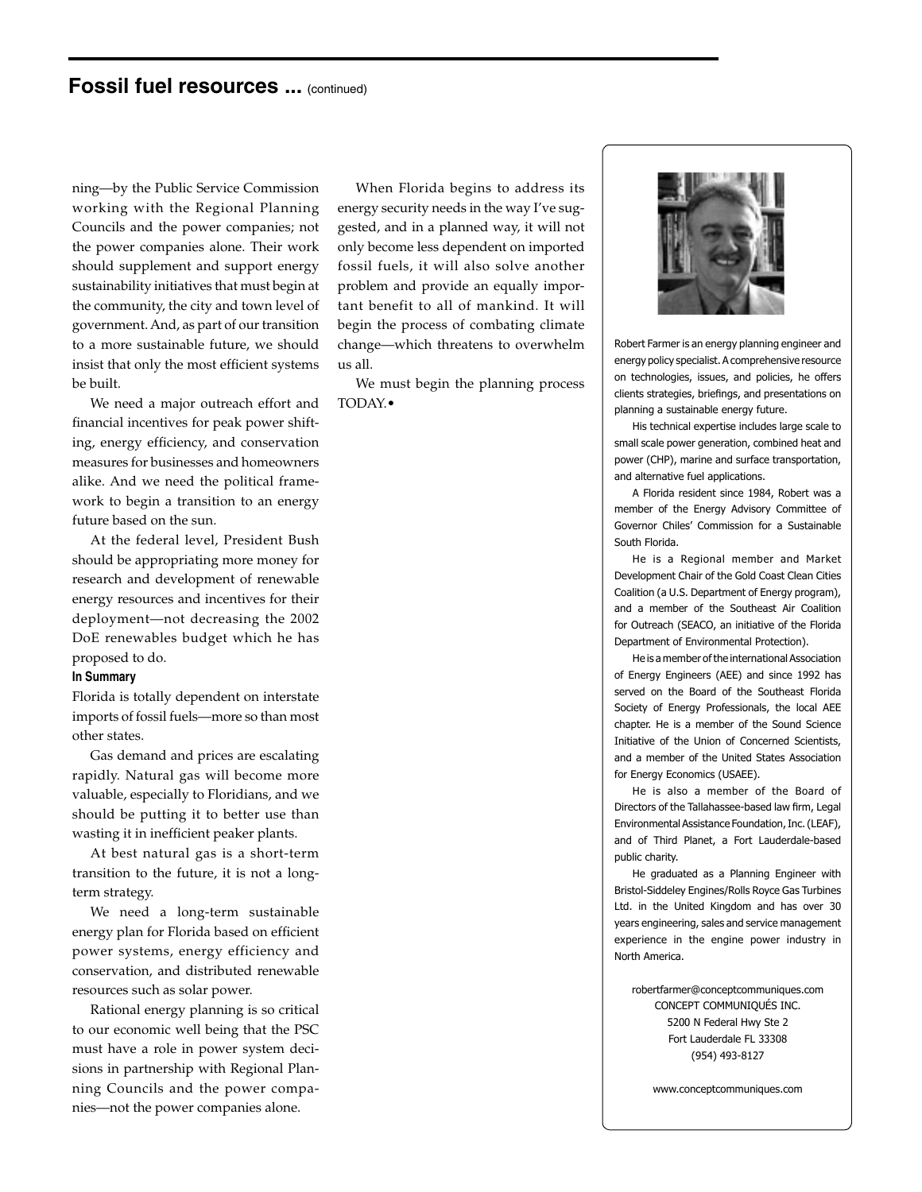## Fossil fuel resources ... (continued)

ning—by the Public Service Commission working with the Regional Planning Councils and the power companies; not the power companies alone. Their work should supplement and support energy sustainability initiatives that must begin at the community, the city and town level of government. And, as part of our transition to a more sustainable future, we should insist that only the most efficient systems be built.

We need a major outreach effort and financial incentives for peak power shifting, energy efficiency, and conservation measures for businesses and homeowners alike. And we need the political framework to begin a transition to an energy future based on the sun.

At the federal level, President Bush should be appropriating more money for research and development of renewable energy resources and incentives for their deployment—not decreasing the 2002 DoE renewables budget which he has proposed to do.

**In Summary**

Florida is totally dependent on interstate imports of fossil fuels—more so than most other states.

Gas demand and prices are escalating rapidly. Natural gas will become more valuable, especially to Floridians, and we should be putting it to better use than wasting it in inefficient peaker plants.

At best natural gas is a short-term transition to the future, it is not a long-term strategy.

We need a long-term sustainable energy plan for Florida based on efficient power systems, energy efficiency and conservation, and distributed renewable resources such as solar power.

Rational energy planning is so critical to our economic well being that the PSC must have a role in power system decisions in partnership with Regional Planning Councils and the power companies—not the power companies alone.

When Florida begins to address its energy security needs in the way I've suggested, and in a planned way, it will not only become less dependent on imported fossil fuels, it will also solve another problem and provide an equally important benefit to all of mankind. It will begin the process of combating climate change—which threatens to overwhelm us all.

We must begin the planning process TODAY.•

---

Robert Farmer is an energy planning engineer and energy policy specialist. A comprehensive resource on technologies, issues, and policies, he offers clients strategies, briefings, and presentations on planning a sustainable energy future.

His technical expertise includes large scale to small scale power generation, combined heat and power (CHP), marine and surface transportation, and alternative fuel applications.

A Florida resident since 1984, Robert was a member of the Energy Advisory Committee of Governor Chiles' Commission for a Sustainable South Florida.

He is a Regional member and Market Development Chair of the Gold Coast Clean Cities Coalition (a U.S. Department of Energy program), and a member of the Southeast Air Coalition for Outreach (SEACO, an initiative of the Florida Department of Environmental Protection).

He is a member of the international Association of Energy Engineers (AEE) and since 1992 has served on the Board of the Southeast Florida Society of Energy Professionals, the local AEE chapter. He is a member of the Sound Science Initiative of the Union of Concerned Scientists, and a member of the United States Association for Energy Economics (USAEE).

He is also a member of the Board of Directors of the Tallahassee-based law firm, Legal Environmental Assistance Foundation, Inc. (LEAF), and of Third Planet, a Fort Lauderdale-based public charity.

He graduated as a Planning Engineer with Bristol-Siddeley Engines/Rolls Royce Gas Turbines Ltd. in the United Kingdom and has over 30 years engineering, sales and service management experience in the engine power industry in North America.

robertfarmer@conceptcommuniques.com
CONCEPT COMMUNIQUÉS INC.
5200 N Federal Hwy Ste 2
Fort Lauderdale FL 33308
(954) 493-8127

www.conceptcommuniques.com